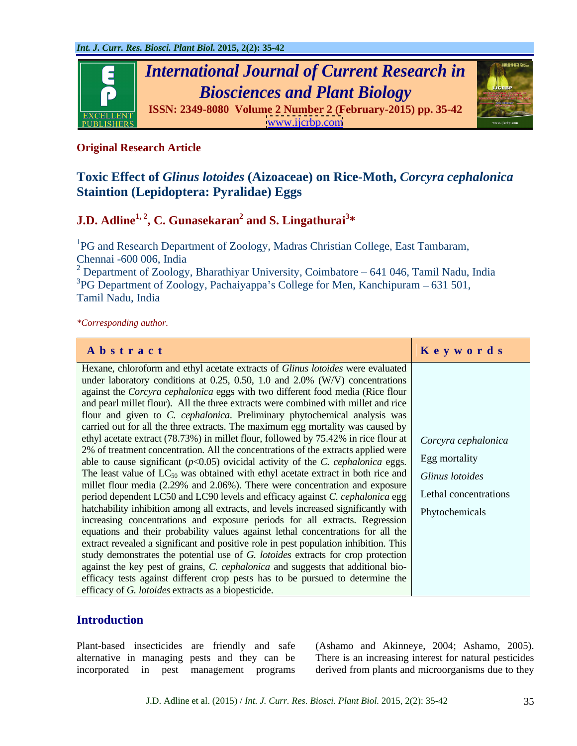**Original Research Article**

# Toxic Effect of *Glinus lotoides* (Aizoaceae) on Rice-Moth, *Corcyra cephalonica* Staintion (Lepidoptera: Pyralidae) Eggs

**J.D. Adline[1, 2], C. Gunasekaran[2] and S. Lingathurai[3]***

[1]PG and Research Department of Zoology, Madras Christian College, East Tambaram, Chennai -600 006, India

[2] Department of Zoology, Bharathiyar University, Coimbatore – 641 046, Tamil Nadu, India

[3]PG Department of Zoology, Pachaiyappa's College for Men, Kanchipuram – 631 501, Tamil Nadu, India

*\*Corresponding author.*

| Abstract | Keywords |
|---|---|
| Hexane, chloroform and ethyl acetate extracts of *Glinus lotoides* were evaluated under laboratory conditions at 0.25, 0.50, 1.0 and 2.0% (W/V) concentrations against the *Corcyra cephalonica* eggs with two different food media (Rice flour and pearl millet flour). All the three extracts were combined with millet and rice flour and given to *C. cephalonica*. Preliminary phytochemical analysis was carried out for all the three extracts. The maximum egg mortality was caused by ethyl acetate extract (78.73%) in millet flour, followed by 75.42% in rice flour at 2% of treatment concentration. All the concentrations of the extracts applied were able to cause significant ($p$<0.05) ovicidal activity of the *C. cephalonica* eggs. The least value of $LC_{50}$ was obtained with ethyl acetate extract in both rice and millet flour media (2.29% and 2.06%). There were concentration and exposure period dependent LC50 and LC90 levels and efficacy against *C. cephalonica* egg hatchability inhibition among all extracts, and levels increased significantly with increasing concentrations and exposure periods for all extracts. Regression equations and their probability values against lethal concentrations for all the extract revealed a significant and positive role in pest population inhibition. This study demonstrates the potential use of *G. lotoides* extracts for crop protection against the key pest of grains, *C. cephalonica* and suggests that additional bio-efficacy tests against different crop pests has to be pursued to determine the efficacy of *G. lotoides* extracts as a biopesticide. | *Corcyra cephalonica*<br>Egg mortality<br>*Glinus lotoides*<br>Lethal concentrations<br>Phytochemicals |

## Introduction

Plant-based insecticides are friendly and safe alternative in managing pests and they can be incorporated in pest management programs (Ashamo and Akinneye, 2004; Ashamo, 2005). There is an increasing interest for natural pesticides derived from plants and microorganisms due to they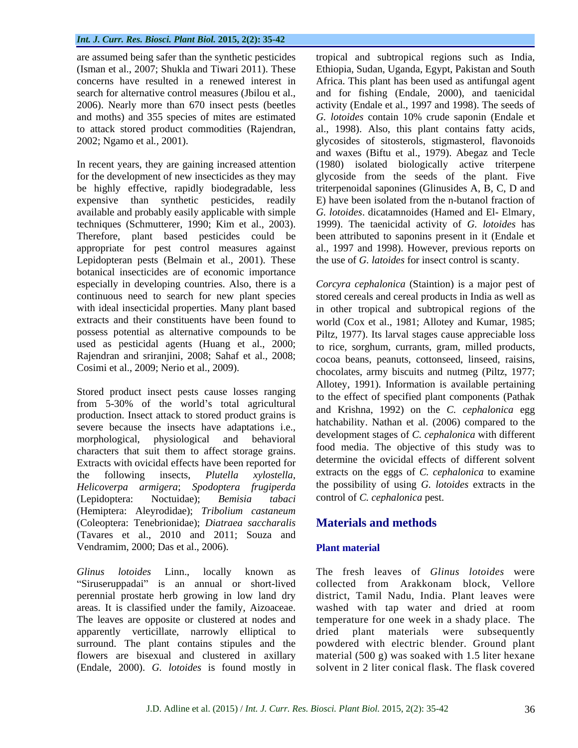are assumed being safer than the synthetic pesticides (Isman et al., 2007; Shukla and Tiwari 2011). These concerns have resulted in a renewed interest in search for alternative control measures (Jbilou et al., 2006). Nearly more than 670 insect pests (beetles and moths) and 355 species of mites are estimated to attack stored product commodities (Rajendran, 2002; Ngamo et al., 2001).

In recent years, they are gaining increased attention for the development of new insecticides as they may be highly effective, rapidly biodegradable, less expensive than synthetic pesticides, readily available and probably easily applicable with simple techniques (Schmutterer, 1990; Kim et al., 2003). Therefore, plant based pesticides could be appropriate for pest control measures against Lepidopteran pests (Belmain et al., 2001). These botanical insecticides are of economic importance especially in developing countries. Also, there is a continuous need to search for new plant species with ideal insecticidal properties. Many plant based extracts and their constituents have been found to possess potential as alternative compounds to be used as pesticidal agents (Huang et al., 2000; Rajendran and sriranjini, 2008; Sahaf et al., 2008; Cosimi et al., 2009; Nerio et al., 2009).

Stored product insect pests cause losses ranging from 5-30% of the world's total agricultural production. Insect attack to stored product grains is severe because the insects have adaptations i.e., morphological, physiological and behavioral characters that suit them to affect storage grains. Extracts with ovicidal effects have been reported for the following insects, *Plutella xylostella*, *Helicoverpa armigera*; *Spodoptera frugiperda* (Lepidoptera: Noctuidae); *Bemisia tabaci* (Hemiptera: Aleyrodidae); *Tribolium castaneum* (Coleoptera: Tenebrionidae); *Diatraea saccharalis* (Tavares et al., 2010 and 2011; Souza and Vendramim, 2000; Das et al., 2006).

*Glinus lotoides* Linn., locally known as "Siruseruppadai" is an annual or short-lived perennial prostate herb growing in low land dry areas. It is classified under the family, Aizoaceae. The leaves are opposite or clustered at nodes and apparently verticillate, narrowly elliptical to surround. The plant contains stipules and the flowers are bisexual and clustered in axillary (Endale, 2000). *G. lotoides* is found mostly in tropical and subtropical regions such as India, Ethiopia, Sudan, Uganda, Egypt, Pakistan and South Africa. This plant has been used as antifungal agent and for fishing (Endale, 2000), and taenicidal activity (Endale et al., 1997 and 1998). The seeds of *G. lotoides* contain 10% crude saponin (Endale et al., 1998). Also, this plant contains fatty acids, glycosides of sitosterols, stigmasterol, flavonoids and waxes (Biftu et al., 1979). Abegaz and Tecle (1980) isolated biologically active triterpene glycoside from the seeds of the plant. Five triterpenoidal saponines (Glinusides A, B, C, D and E) have been isolated from the n-butanol fraction of *G. lotoides*. dicatamnoides (Hamed and El- Elmary, 1999). The taenicidal activity of *G. lotoides* has been attributed to saponins present in it (Endale et al., 1997 and 1998). However, previous reports on the use of *G. latoides* for insect control is scanty.

*Corcyra cephalonica* (Staintion) is a major pest of stored cereals and cereal products in India as well as in other tropical and subtropical regions of the world (Cox et al., 1981; Allotey and Kumar, 1985; Piltz, 1977). Its larval stages cause appreciable loss to rice, sorghum, currants, gram, milled products, cocoa beans, peanuts, cottonseed, linseed, raisins, chocolates, army biscuits and nutmeg (Piltz, 1977; Allotey, 1991). Information is available pertaining to the effect of specified plant components (Pathak and Krishna, 1992) on the *C. cephalonica* egg hatchability. Nathan et al. (2006) compared to the development stages of *C. cephalonica* with different food media. The objective of this study was to determine the ovicidal effects of different solvent extracts on the eggs of *C. cephalonica* to examine the possibility of using *G. lotoides* extracts in the control of *C. cephalonica* pest.

## Materials and methods

### Plant material

The fresh leaves of *Glinus lotoides* were collected from Arakkonam block, Vellore district, Tamil Nadu, India. Plant leaves were washed with tap water and dried at room temperature for one week in a shady place. The dried plant materials were subsequently powdered with electric blender. Ground plant material (500 g) was soaked with 1.5 liter hexane solvent in 2 liter conical flask. The flask covered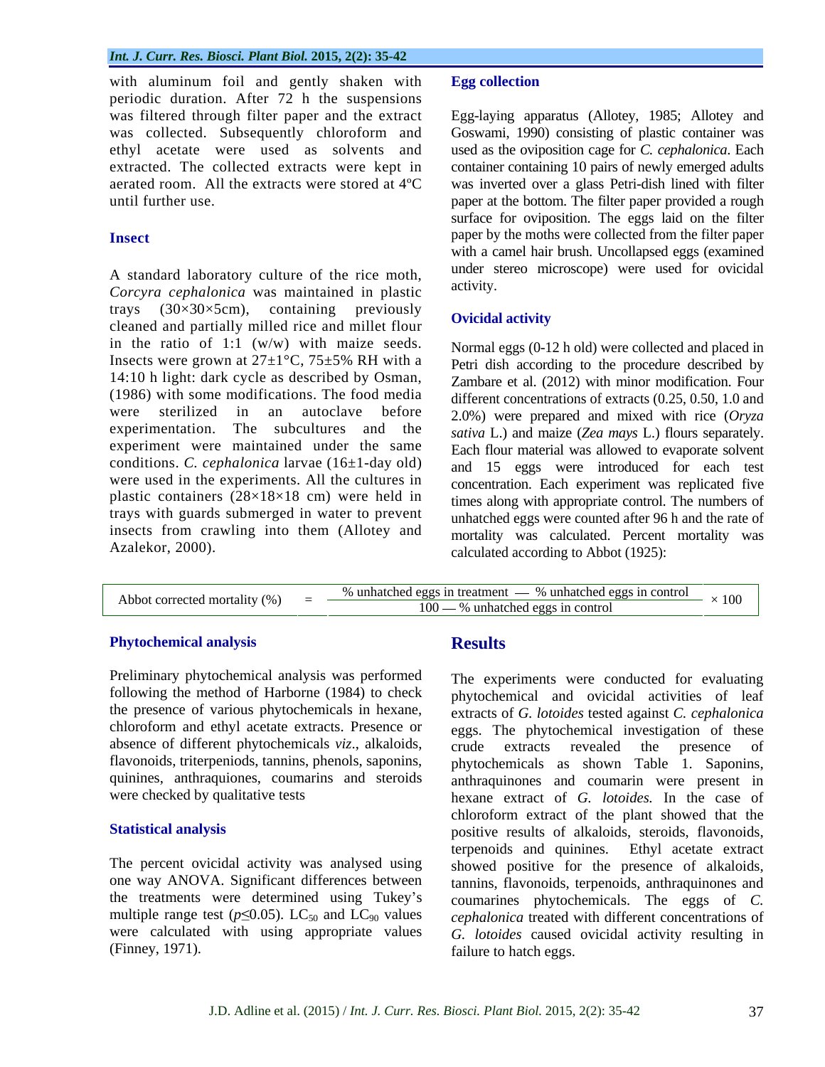with aluminum foil and gently shaken with periodic duration. After 72 h the suspensions was filtered through filter paper and the extract was collected. Subsequently chloroform and ethyl acetate were used as solvents and extracted. The collected extracts were kept in aerated room. All the extracts were stored at 4ºC until further use.

### Insect

A standard laboratory culture of the rice moth, *Corcyra cephalonica* was maintained in plastic trays (30×30×5cm), containing previously cleaned and partially milled rice and millet flour in the ratio of 1:1 (w/w) with maize seeds. Insects were grown at 27±1°C, 75±5% RH with a 14:10 h light: dark cycle as described by Osman, (1986) with some modifications. The food media were sterilized in an autoclave before experimentation. The subcultures and the experiment were maintained under the same conditions. *C. cephalonica* larvae (16±1-day old) were used in the experiments. All the cultures in plastic containers (28×18×18 cm) were held in trays with guards submerged in water to prevent insects from crawling into them (Allotey and Azalekor, 2000).

### Egg collection

Egg-laying apparatus (Allotey, 1985; Allotey and Goswami, 1990) consisting of plastic container was used as the oviposition cage for *C. cephalonica*. Each container containing 10 pairs of newly emerged adults was inverted over a glass Petri-dish lined with filter paper at the bottom. The filter paper provided a rough surface for oviposition. The eggs laid on the filter paper by the moths were collected from the filter paper with a camel hair brush. Uncollapsed eggs (examined under stereo microscope) were used for ovicidal activity.

### Ovicidal activity

Normal eggs (0-12 h old) were collected and placed in Petri dish according to the procedure described by Zambare et al. (2012) with minor modification. Four different concentrations of extracts (0.25, 0.50, 1.0 and 2.0%) were prepared and mixed with rice (*Oryza sativa* L.) and maize (*Zea mays* L.) flours separately. Each flour material was allowed to evaporate solvent and 15 eggs were introduced for each test concentration. Each experiment was replicated five times along with appropriate control. The numbers of unhatched eggs were counted after 96 h and the rate of mortality was calculated. Percent mortality was calculated according to Abbot (1925):

$$\text{Abbot corrected mortality (\%)} = \frac{\text{\% unhatched eggs in treatment} - \text{\% unhatched eggs in control}}{100 - \text{\% unhatched eggs in control}} \times 100$$

### Phytochemical analysis

Preliminary phytochemical analysis was performed following the method of Harborne (1984) to check the presence of various phytochemicals in hexane, chloroform and ethyl acetate extracts. Presence or absence of different phytochemicals *viz*., alkaloids, flavonoids, triterpeniods, tannins, phenols, saponins, quinines, anthraquiones, coumarins and steroids were checked by qualitative tests

### Statistical analysis

The percent ovicidal activity was analysed using one way ANOVA. Significant differences between the treatments were determined using Tukey's multiple range test ($p \leq 0.05$). $LC_{50}$ and $LC_{90}$ values were calculated with using appropriate values (Finney, 1971).

## Results

The experiments were conducted for evaluating phytochemical and ovicidal activities of leaf extracts of *G. lotoides* tested against *C. cephalonica* eggs. The phytochemical investigation of these crude extracts revealed the presence of phytochemicals as shown Table 1. Saponins, anthraquinones and coumarin were present in hexane extract of *G. lotoides.* In the case of chloroform extract of the plant showed that the positive results of alkaloids, steroids, flavonoids, terpenoids and quinines. Ethyl acetate extract showed positive for the presence of alkaloids, tannins, flavonoids, terpenoids, anthraquinones and coumarines phytochemicals. The eggs of *C. cephalonica* treated with different concentrations of *G. lotoides* caused ovicidal activity resulting in failure to hatch eggs.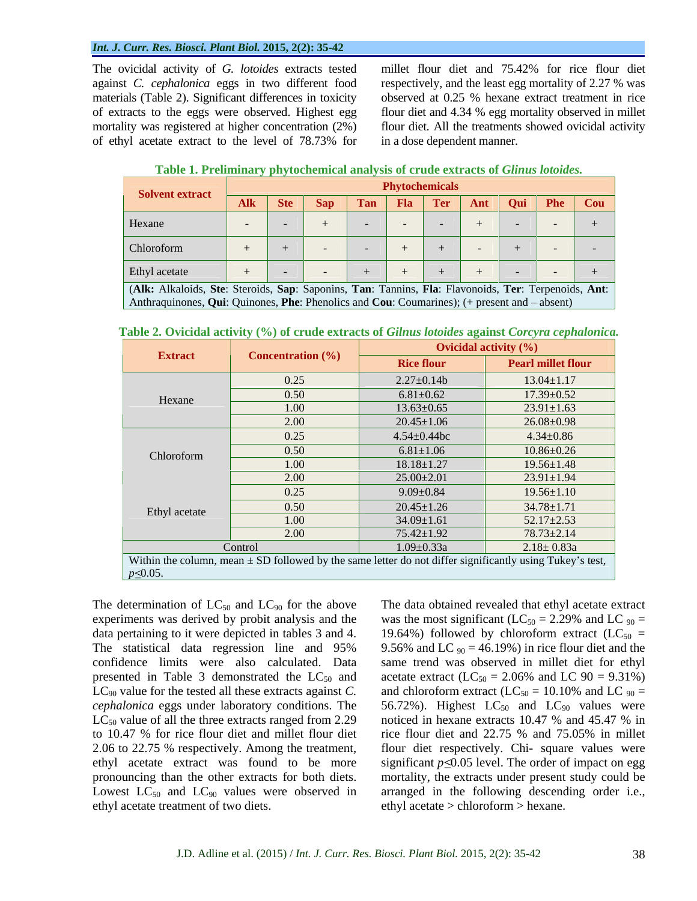The ovicidal activity of *G. lotoides* extracts tested against *C. cephalonica* eggs in two different food materials (Table 2). Significant differences in toxicity of extracts to the eggs were observed. Highest egg mortality was registered at higher concentration (2%) of ethyl acetate extract to the level of 78.73% for millet flour diet and 75.42% for rice flour diet respectively, and the least egg mortality of 2.27 % was observed at 0.25 % hexane extract treatment in rice flour diet and 4.34 % egg mortality observed in millet flour diet. All the treatments showed ovicidal activity in a dose dependent manner.

**Table 1. Preliminary phytochemical analysis of crude extracts of *Glinus lotoides*.**

| Solvent extract | Phytochemicals | | | | | | | | | |
|---|---|---|---|---|---|---|---|---|---|---|
| | Alk | Ste | Sap | Tan | Fla | Ter | Ant | Qui | Phe | Cou |
| Hexane | - | - | + | - | - | - | + | - | - | + |
| Chloroform | + | + | - | - | + | + | - | + | - | - |
| Ethyl acetate | + | - | - | + | + | + | + | - | - | + |

(**Alk:** Alkaloids, **Ste**: Steroids, **Sap**: Saponins, **Tan**: Tannins, **Fla**: Flavonoids, **Ter**: Terpenoids, **Ant**: Anthraquinones, **Qui**: Quinones, **Phe**: Phenolics and **Cou**: Coumarines); (+ present and – absent)

**Table 2. Ovicidal activity (%) of crude extracts of *Gilnus lotoides* against *Corcyra cephalonica.***

| Extract | Concentration (%) | Ovicidal activity (%) | |
|---|---|---|---|
| | | Rice flour | Pearl millet flour |
| Hexane | 0.25 | 2.27±0.14b | 13.04±1.17 |
| | 0.50 | 6.81±0.62 | 17.39±0.52 |
| | 1.00 | 13.63±0.65 | 23.91±1.63 |
| | 2.00 | 20.45±1.06 | 26.08±0.98 |
| Chloroform | 0.25 | 4.54±0.44bc | 4.34±0.86 |
| | 0.50 | 6.81±1.06 | 10.86±0.26 |
| | 1.00 | 18.18±1.27 | 19.56±1.48 |
| | 2.00 | 25.00±2.01 | 23.91±1.94 |
| Ethyl acetate | 0.25 | 9.09±0.84 | 19.56±1.10 |
| | 0.50 | 20.45±1.26 | 34.78±1.71 |
| | 1.00 | 34.09±1.61 | 52.17±2.53 |
| | 2.00 | 75.42±1.92 | 78.73±2.14 |
| Control | | 1.09±0.33a | 2.18± 0.83a |

Within the column, mean ± SD followed by the same letter do not differ significantly using Tukey's test, $p \leq 0.05$.

The determination of $LC_{50}$ and $LC_{90}$ for the above experiments was derived by probit analysis and the data pertaining to it were depicted in tables 3 and 4. The statistical data regression line and 95% confidence limits were also calculated. Data presented in Table 3 demonstrated the $LC_{50}$ and $LC_{90}$ value for the tested all these extracts against *C. cephalonica* eggs under laboratory conditions. The $LC_{50}$ value of all the three extracts ranged from 2.29 to 10.47 % for rice flour diet and millet flour diet 2.06 to 22.75 % respectively. Among the treatment, ethyl acetate extract was found to be more pronouncing than the other extracts for both diets. Lowest $LC_{50}$ and $LC_{90}$ values were observed in ethyl acetate treatment of two diets.

The data obtained revealed that ethyl acetate extract was the most significant ($LC_{50}$ = 2.29% and $LC_{90}$ = 19.64%) followed by chloroform extract ($LC_{50}$ = 9.56% and $LC_{90}$ = 46.19%) in rice flour diet and the same trend was observed in millet diet for ethyl acetate extract ($LC_{50}$ = 2.06% and LC 90 = 9.31%) and chloroform extract ($LC_{50}$ = 10.10% and $LC_{90}$ = 56.72%). Highest $LC_{50}$ and $LC_{90}$ values were noticed in hexane extracts 10.47 % and 45.47 % in rice flour diet and 22.75 % and 75.05% in millet flour diet respectively. Chi- square values were significant $p \leq 0.05$ level. The order of impact on egg mortality, the extracts under present study could be arranged in the following descending order i.e., ethyl acetate > chloroform > hexane.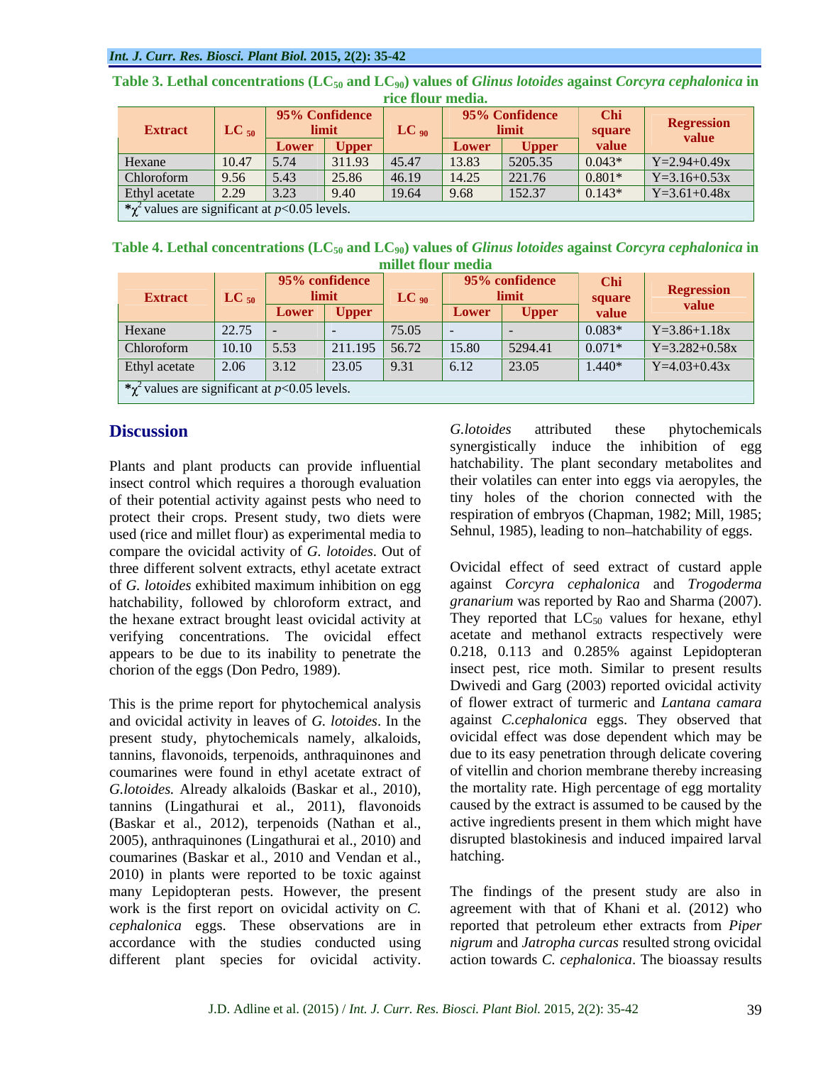**Table 3. Lethal concentrations ($LC_{50}$ and $LC_{90}$) values of *Glinus lotoides* against *Corcyra cephalonica* in rice flour media.**

| Extract | $LC_{50}$ | 95% Confidence limit | | $LC_{90}$ | 95% Confidence limit | | Chi square value | Regression value |
|---|---|---|---|---|---|---|---|---|
| | | Lower | Upper | | Lower | Upper | | |
| Hexane | 10.47 | 5.74 | 311.93 | 45.47 | 13.83 | 5205.35 | 0.043* | Y=2.94+0.49x |
| Chloroform | 9.56 | 5.43 | 25.86 | 46.19 | 14.25 | 221.76 | 0.801* | Y=3.16+0.53x |
| Ethyl acetate | 2.29 | 3.23 | 9.40 | 19.64 | 9.68 | 152.37 | 0.143* | Y=3.61+0.48x |

*$\chi^2$ values are significant at $p$<0.05 levels.

**Table 4. Lethal concentrations ($LC_{50}$ and $LC_{90}$) values of *Glinus lotoides* against *Corcyra cephalonica* in millet flour media**

| Extract | $LC_{50}$ | 95% confidence limit | | $LC_{90}$ | 95% confidence limit | | Chi square value | Regression value |
|---|---|---|---|---|---|---|---|---|
| | | Lower | Upper | | Lower | Upper | | |
| Hexane | 22.75 | - | - | 75.05 | - | - | 0.083* | Y=3.86+1.18x |
| Chloroform | 10.10 | 5.53 | 211.195 | 56.72 | 15.80 | 5294.41 | 0.071* | Y=3.282+0.58x |
| Ethyl acetate | 2.06 | 3.12 | 23.05 | 9.31 | 6.12 | 23.05 | 1.440* | Y=4.03+0.43x |

*$\chi^2$ values are significant at $p$<0.05 levels.

## Discussion

Plants and plant products can provide influential insect control which requires a thorough evaluation of their potential activity against pests who need to protect their crops. Present study, two diets were used (rice and millet flour) as experimental media to compare the ovicidal activity of *G. lotoides*. Out of three different solvent extracts, ethyl acetate extract of *G. lotoides* exhibited maximum inhibition on egg hatchability, followed by chloroform extract, and the hexane extract brought least ovicidal activity at verifying concentrations. The ovicidal effect appears to be due to its inability to penetrate the chorion of the eggs (Don Pedro, 1989).

This is the prime report for phytochemical analysis and ovicidal activity in leaves of *G. lotoides*. In the present study, phytochemicals namely, alkaloids, tannins, flavonoids, terpenoids, anthraquinones and coumarines were found in ethyl acetate extract of *G.lotoides.* Already alkaloids (Baskar et al., 2010), tannins (Lingathurai et al., 2011), flavonoids (Baskar et al., 2012), terpenoids (Nathan et al., 2005), anthraquinones (Lingathurai et al., 2010) and coumarines (Baskar et al., 2010 and Vendan et al., 2010) in plants were reported to be toxic against many Lepidopteran pests. However, the present work is the first report on ovicidal activity on *C. cephalonica* eggs. These observations are in accordance with the studies conducted using different plant species for ovicidal activity. *G.lotoides* attributed these phytochemicals synergistically induce the inhibition of egg hatchability. The plant secondary metabolites and their volatiles can enter into eggs via aeropyles, the tiny holes of the chorion connected with the respiration of embryos (Chapman, 1982; Mill, 1985; Sehnul, 1985), leading to non–hatchability of eggs.

Ovicidal effect of seed extract of custard apple against *Corcyra cephalonica* and *Trogoderma granarium* was reported by Rao and Sharma (2007). They reported that $LC_{50}$ values for hexane, ethyl acetate and methanol extracts respectively were 0.218, 0.113 and 0.285% against Lepidopteran insect pest, rice moth. Similar to present results Dwivedi and Garg (2003) reported ovicidal activity of flower extract of turmeric and *Lantana camara* against *C.cephalonica* eggs. They observed that ovicidal effect was dose dependent which may be due to its easy penetration through delicate covering of vitellin and chorion membrane thereby increasing the mortality rate. High percentage of egg mortality caused by the extract is assumed to be caused by the active ingredients present in them which might have disrupted blastokinesis and induced impaired larval hatching.

The findings of the present study are also in agreement with that of Khani et al. (2012) who reported that petroleum ether extracts from *Piper nigrum* and *Jatropha curcas* resulted strong ovicidal action towards *C. cephalonica*. The bioassay results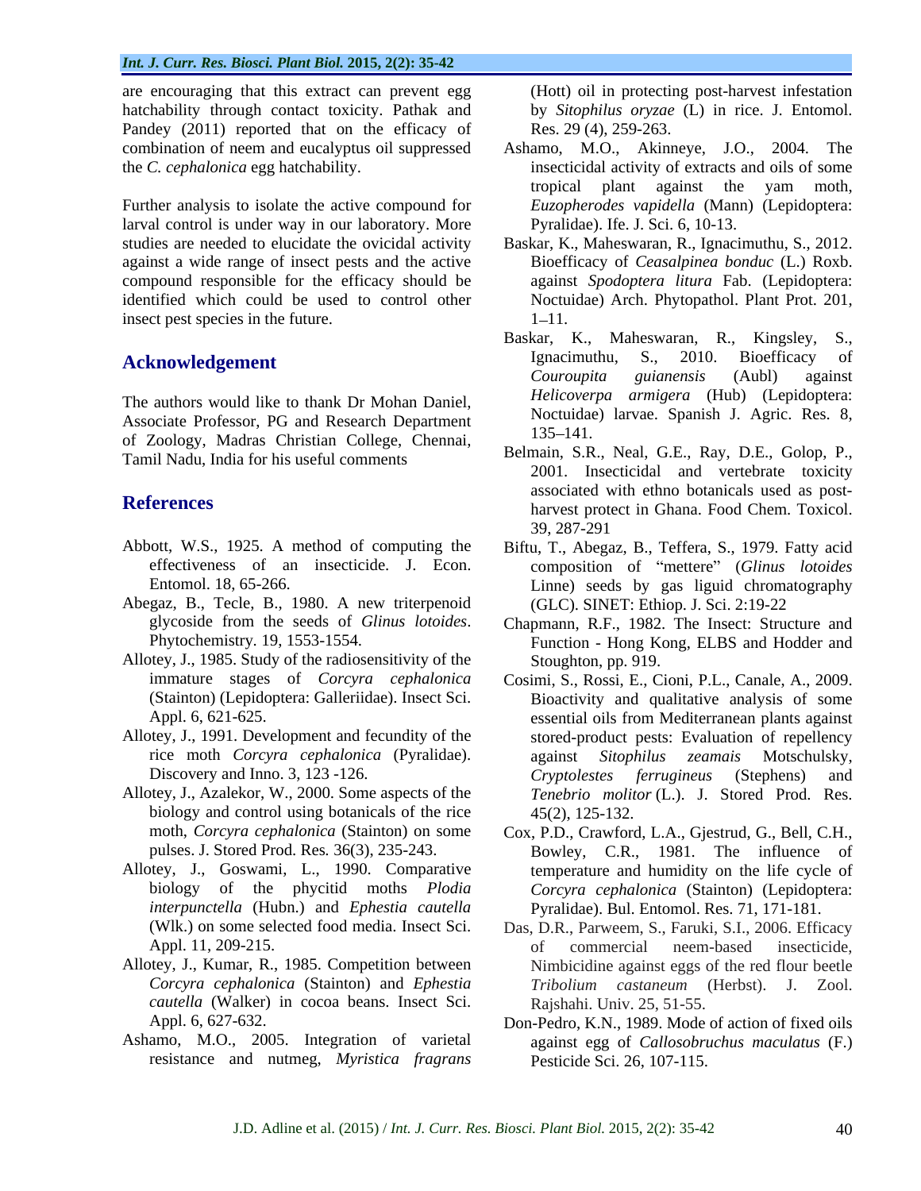are encouraging that this extract can prevent egg hatchability through contact toxicity. Pathak and Pandey (2011) reported that on the efficacy of combination of neem and eucalyptus oil suppressed the *C. cephalonica* egg hatchability.

Further analysis to isolate the active compound for larval control is under way in our laboratory. More studies are needed to elucidate the ovicidal activity against a wide range of insect pests and the active compound responsible for the efficacy should be identified which could be used to control other insect pest species in the future.

## Acknowledgement

The authors would like to thank Dr Mohan Daniel, Associate Professor, PG and Research Department of Zoology, Madras Christian College, Chennai, Tamil Nadu, India for his useful comments

## References

Abbott, W.S., 1925. A method of computing the effectiveness of an insecticide. J. Econ. Entomol. 18, 65-266.

Abegaz, B., Tecle, B., 1980. A new triterpenoid glycoside from the seeds of *Glinus lotoides*. Phytochemistry. 19, 1553-1554.

Allotey, J., 1985. Study of the radiosensitivity of the immature stages of *Corcyra cephalonica* (Stainton) (Lepidoptera: Galleriidae). Insect Sci. Appl. 6, 621-625.

Allotey, J., 1991. Development and fecundity of the rice moth *Corcyra cephalonica* (Pyralidae). Discovery and Inno. 3, 123 -126.

Allotey, J., Azalekor, W., 2000. Some aspects of the biology and control using botanicals of the rice moth, *Corcyra cephalonica* (Stainton) on some pulses. J. Stored Prod. Res. 36(3), 235-243.

Allotey, J., Goswami, L., 1990. Comparative biology of the phycitid moths *Plodia interpunctella* (Hubn.) and *Ephestia cautella* (Wlk.) on some selected food media. Insect Sci. Appl. 11, 209-215.

Allotey, J., Kumar, R., 1985. Competition between *Corcyra cephalonica* (Stainton) and *Ephestia cautella* (Walker) in cocoa beans. Insect Sci. Appl. 6, 627-632.

Ashamo, M.O., 2005. Integration of varietal resistance and nutmeg, *Myristica fragrans* (Hott) oil in protecting post-harvest infestation by *Sitophilus oryzae* (L) in rice. J. Entomol. Res. 29 (4), 259-263.

Ashamo, M.O., Akinneye, J.O., 2004. The insecticidal activity of extracts and oils of some tropical plant against the yam moth, *Euzopherodes vapidella* (Mann) (Lepidoptera: Pyralidae). Ife. J. Sci. 6, 10-13.

Baskar, K., Maheswaran, R., Ignacimuthu, S., 2012. Bioefficacy of *Ceasalpinea bonduc* (L.) Roxb. against *Spodoptera litura* Fab. (Lepidoptera: Noctuidae) Arch. Phytopathol. Plant Prot. 201, 1–11.

Baskar, K., Maheswaran, R., Kingsley, S., Ignacimuthu, S., 2010. Bioefficacy of *Couroupita guianensis* (Aubl) against *Helicoverpa armigera* (Hub) (Lepidoptera: Noctuidae) larvae. Spanish J. Agric. Res. 8, 135–141.

Belmain, S.R., Neal, G.E., Ray, D.E., Golop, P., 2001. Insecticidal and vertebrate toxicity associated with ethno botanicals used as post-harvest protect in Ghana. Food Chem. Toxicol. 39, 287-291

Biftu, T., Abegaz, B., Teffera, S., 1979. Fatty acid composition of "mettere" (*Glinus lotoides* Linne) seeds by gas liguid chromatography (GLC). SINET: Ethiop. J. Sci. 2:19-22

Chapmann, R.F., 1982. The Insect: Structure and Function - Hong Kong, ELBS and Hodder and Stoughton, pp. 919.

Cosimi, S., Rossi, E., Cioni, P.L., Canale, A., 2009. Bioactivity and qualitative analysis of some essential oils from Mediterranean plants against stored-product pests: Evaluation of repellency against *Sitophilus zeamais* Motschulsky, *Cryptolestes ferrugineus* (Stephens) and *Tenebrio molitor* (L.). J. Stored Prod. Res. 45(2), 125-132.

Cox, P.D., Crawford, L.A., Gjestrud, G., Bell, C.H., Bowley, C.R., 1981. The influence of temperature and humidity on the life cycle of *Corcyra cephalonica* (Stainton) (Lepidoptera: Pyralidae). Bul. Entomol. Res. 71, 171-181.

Das, D.R., Parweem, S., Faruki, S.I., 2006. Efficacy of commercial neem-based insecticide, Nimbicidine against eggs of the red flour beetle *Tribolium castaneum* (Herbst). J. Zool. Rajshahi. Univ. 25, 51-55.

Don-Pedro, K.N., 1989. Mode of action of fixed oils against egg of *Callosobruchus maculatus* (F.) Pesticide Sci. 26, 107-115.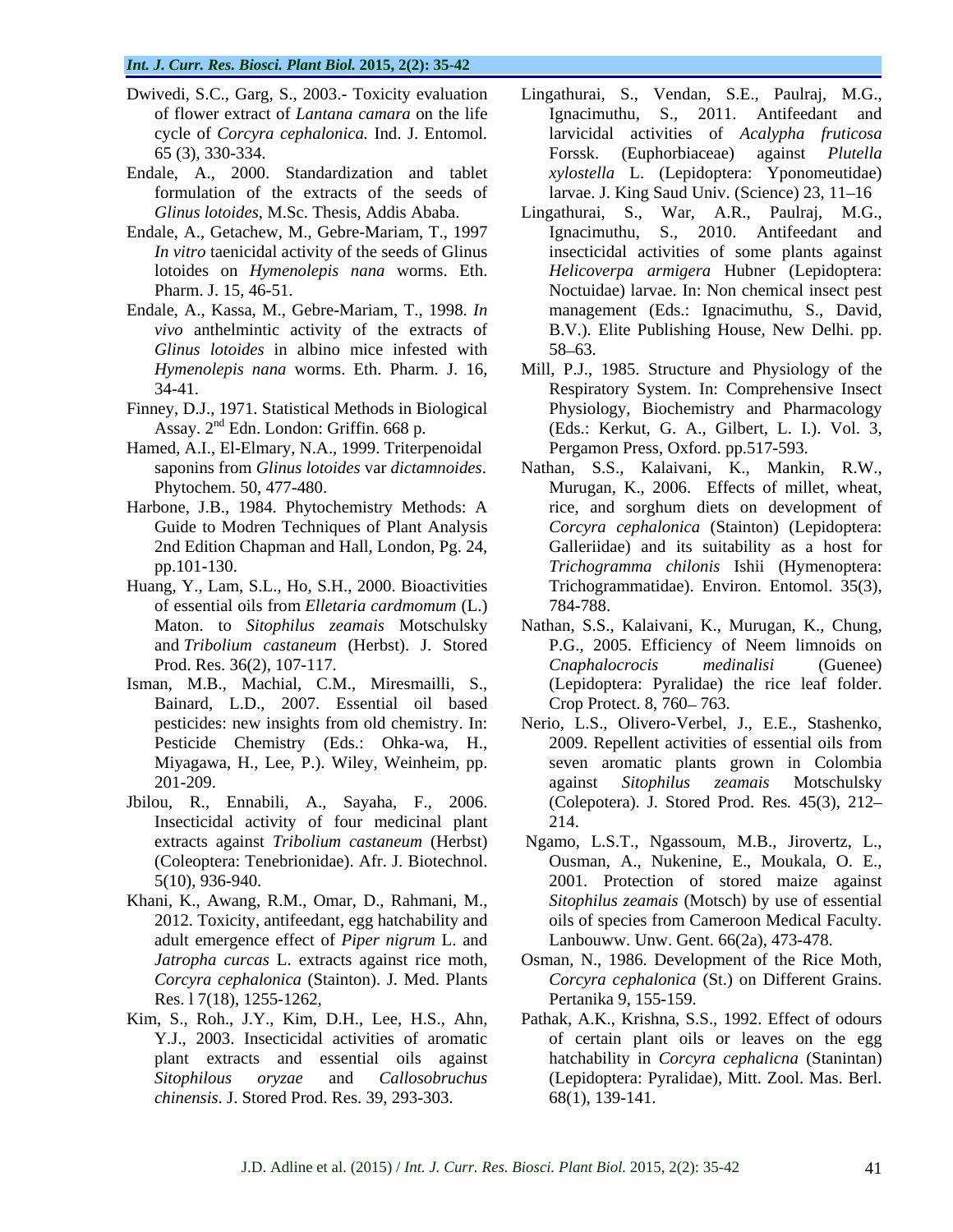Dwivedi, S.C., Garg, S., 2003.- Toxicity evaluation of flower extract of *Lantana camara* on the life cycle of *Corcyra cephalonica.* Ind. J. Entomol. 65 (3), 330-334.

Endale, A., 2000. Standardization and tablet formulation of the extracts of the seeds of *Glinus lotoides*, M.Sc. Thesis, Addis Ababa.

Endale, A., Getachew, M., Gebre-Mariam, T., 1997 *In vitro* taenicidal activity of the seeds of Glinus lotoides on *Hymenolepis nana* worms. Eth. Pharm. J. 15, 46-51.

Endale, A., Kassa, M., Gebre-Mariam, T., 1998. *In vivo* anthelmintic activity of the extracts of *Glinus lotoides* in albino mice infested with *Hymenolepis nana* worms. Eth. Pharm. J. 16, 34-41.

Finney, D.J., 1971. Statistical Methods in Biological Assay. 2nd Edn. London: Griffin. 668 p.

Hamed, A.I., El-Elmary, N.A., 1999. Triterpenoidal saponins from *Glinus lotoides* var *dictamnoides*. Phytochem. 50, 477-480.

Harbone, J.B., 1984. Phytochemistry Methods: A Guide to Modren Techniques of Plant Analysis 2nd Edition Chapman and Hall, London, Pg. 24, pp.101-130.

Huang, Y., Lam, S.L., Ho, S.H., 2000. Bioactivities of essential oils from *Elletaria cardmomum* (L.) Maton. to *Sitophilus zeamais* Motschulsky and *Tribolium castaneum* (Herbst). J. Stored Prod. Res. 36(2), 107-117.

Isman, M.B., Machial, C.M., Miresmailli, S., Bainard, L.D., 2007. Essential oil based pesticides: new insights from old chemistry. In: Pesticide Chemistry (Eds.: Ohka-wa, H., Miyagawa, H., Lee, P.). Wiley, Weinheim, pp. 201-209.

Jbilou, R., Ennabili, A., Sayaha, F., 2006. Insecticidal activity of four medicinal plant extracts against *Tribolium castaneum* (Herbst) (Coleoptera: Tenebrionidae). Afr. J. Biotechnol. 5(10), 936-940.

Khani, K., Awang, R.M., Omar, D., Rahmani, M., 2012. Toxicity, antifeedant, egg hatchability and adult emergence effect of *Piper nigrum* L. and *Jatropha curcas* L. extracts against rice moth, *Corcyra cephalonica* (Stainton). J. Med. Plants Res. l 7(18), 1255-1262,

Kim, S., Roh., J.Y., Kim, D.H., Lee, H.S., Ahn, Y.J., 2003. Insecticidal activities of aromatic plant extracts and essential oils against *Sitophilous oryzae* and *Callosobruchus chinensis*. J. Stored Prod. Res. 39, 293-303.

Lingathurai, S., Vendan, S.E., Paulraj, M.G., Ignacimuthu, S., 2011. Antifeedant and larvicidal activities of *Acalypha fruticosa* Forssk. (Euphorbiaceae) against *Plutella xylostella* L. (Lepidoptera: Yponomeutidae) larvae. J. King Saud Univ. (Science) 23, 11–16

Lingathurai, S., War, A.R., Paulraj, M.G., Ignacimuthu, S., 2010. Antifeedant and insecticidal activities of some plants against *Helicoverpa armigera* Hubner (Lepidoptera: Noctuidae) larvae. In: Non chemical insect pest management (Eds.: Ignacimuthu, S., David, B.V.). Elite Publishing House, New Delhi. pp. 58–63.

Mill, P.J., 1985. Structure and Physiology of the Respiratory System. In: Comprehensive Insect Physiology, Biochemistry and Pharmacology (Eds.: Kerkut, G. A., Gilbert, L. I.). Vol. 3, Pergamon Press, Oxford. pp.517-593.

Nathan, S.S., Kalaivani, K., Mankin, R.W., Murugan, K., 2006. Effects of millet, wheat, rice, and sorghum diets on development of *Corcyra cephalonica* (Stainton) (Lepidoptera: Galleriidae) and its suitability as a host for *Trichogramma chilonis* Ishii (Hymenoptera: Trichogrammatidae). Environ. Entomol. 35(3), 784-788.

Nathan, S.S., Kalaivani, K., Murugan, K., Chung, P.G., 2005. Efficiency of Neem limnoids on *Cnaphalocrocis medinalisi* (Guenee) (Lepidoptera: Pyralidae) the rice leaf folder. Crop Protect. 8, 760– 763.

Nerio, L.S., Olivero-Verbel, J., E.E., Stashenko, 2009. Repellent activities of essential oils from seven aromatic plants grown in Colombia against *Sitophilus zeamais* Motschulsky (Colepotera). J. Stored Prod. Res. 45(3), 212–214.

Ngamo, L.S.T., Ngassoum, M.B., Jirovertz, L., Ousman, A., Nukenine, E., Moukala, O. E., 2001. Protection of stored maize against *Sitophilus zeamais* (Motsch) by use of essential oils of species from Cameroon Medical Faculty. Lanbouww. Unw. Gent. 66(2a), 473-478.

Osman, N., 1986. Development of the Rice Moth, *Corcyra cephalonica* (St.) on Different Grains. Pertanika 9, 155-159.

Pathak, A.K., Krishna, S.S., 1992. Effect of odours of certain plant oils or leaves on the egg hatchability in *Corcyra cephalicna* (Stanintan) (Lepidoptera: Pyralidae), Mitt. Zool. Mas. Berl. 68(1), 139-141.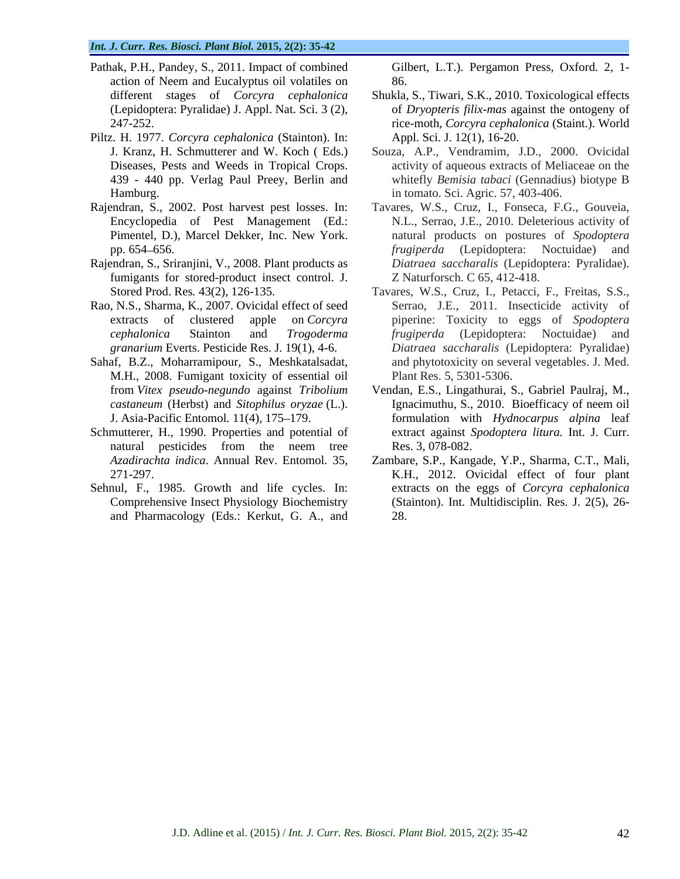Pathak, P.H., Pandey, S., 2011. Impact of combined action of Neem and Eucalyptus oil volatiles on different stages of *Corcyra cephalonica* (Lepidoptera: Pyralidae) J. Appl. Nat. Sci. 3 (2), 247-252.

Piltz. H. 1977. *Corcyra cephalonica* (Stainton). In: J. Kranz, H. Schmutterer and W. Koch ( Eds.) Diseases, Pests and Weeds in Tropical Crops. 439 - 440 pp. Verlag Paul Preey, Berlin and Hamburg.

Rajendran, S., 2002. Post harvest pest losses. In: Encyclopedia of Pest Management (Ed.: Pimentel, D.), Marcel Dekker, Inc. New York. pp. 654–656.

Rajendran, S., Sriranjini, V., 2008. Plant products as fumigants for stored-product insect control. J. Stored Prod. Res. 43(2), 126-135.

Rao, N.S., Sharma, K., 2007. Ovicidal effect of seed extracts of clustered apple on *Corcyra cephalonica* Stainton and *Trogoderma granarium* Everts. Pesticide Res. J. 19(1), 4-6.

Sahaf, B.Z., Moharramipour, S., Meshkatalsadat, M.H., 2008. Fumigant toxicity of essential oil from *Vitex pseudo-negundo* against *Tribolium castaneum* (Herbst) and *Sitophilus oryzae* (L.). J. Asia-Pacific Entomol. 11(4), 175–179.

Schmutterer, H., 1990. Properties and potential of natural pesticides from the neem tree *Azadirachta indica*. Annual Rev. Entomol. 35, 271-297.

Sehnul, F., 1985. Growth and life cycles. In: Comprehensive Insect Physiology Biochemistry and Pharmacology (Eds.: Kerkut, G. A., and Gilbert, L.T.). Pergamon Press, Oxford. 2, 1-86.

Shukla, S., Tiwari, S.K., 2010. Toxicological effects of *Dryopteris filix-mas* against the ontogeny of rice-moth, *Corcyra cephalonica* (Staint.). World Appl. Sci. J. 12(1), 16-20.

Souza, A.P., Vendramim, J.D., 2000. Ovicidal activity of aqueous extracts of Meliaceae on the whitefly *Bemisia tabaci* (Gennadius) biotype B in tomato. Sci. Agric. 57, 403-406.

Tavares, W.S., Cruz, I., Fonseca, F.G., Gouveia, N.L., Serrao, J.E., 2010. Deleterious activity of natural products on postures of *Spodoptera frugiperda* (Lepidoptera: Noctuidae) and *Diatraea saccharalis* (Lepidoptera: Pyralidae). Z Naturforsch. C 65, 412-418.

Tavares, W.S., Cruz, I., Petacci, F., Freitas, S.S., Serrao, J.E., 2011. Insecticide activity of piperine: Toxicity to eggs of *Spodoptera frugiperda* (Lepidoptera: Noctuidae) and *Diatraea saccharalis* (Lepidoptera: Pyralidae) and phytotoxicity on several vegetables. J. Med. Plant Res. 5, 5301-5306.

Vendan, E.S., Lingathurai, S., Gabriel Paulraj, M., Ignacimuthu, S., 2010. Bioefficacy of neem oil formulation with *Hydnocarpus alpina* leaf extract against *Spodoptera litura.* Int. J. Curr. Res. 3, 078-082.

Zambare, S.P., Kangade, Y.P., Sharma, C.T., Mali, K.H., 2012. Ovicidal effect of four plant extracts on the eggs of *Corcyra cephalonica* (Stainton). Int. Multidisciplin. Res. J. 2(5), 26-28.